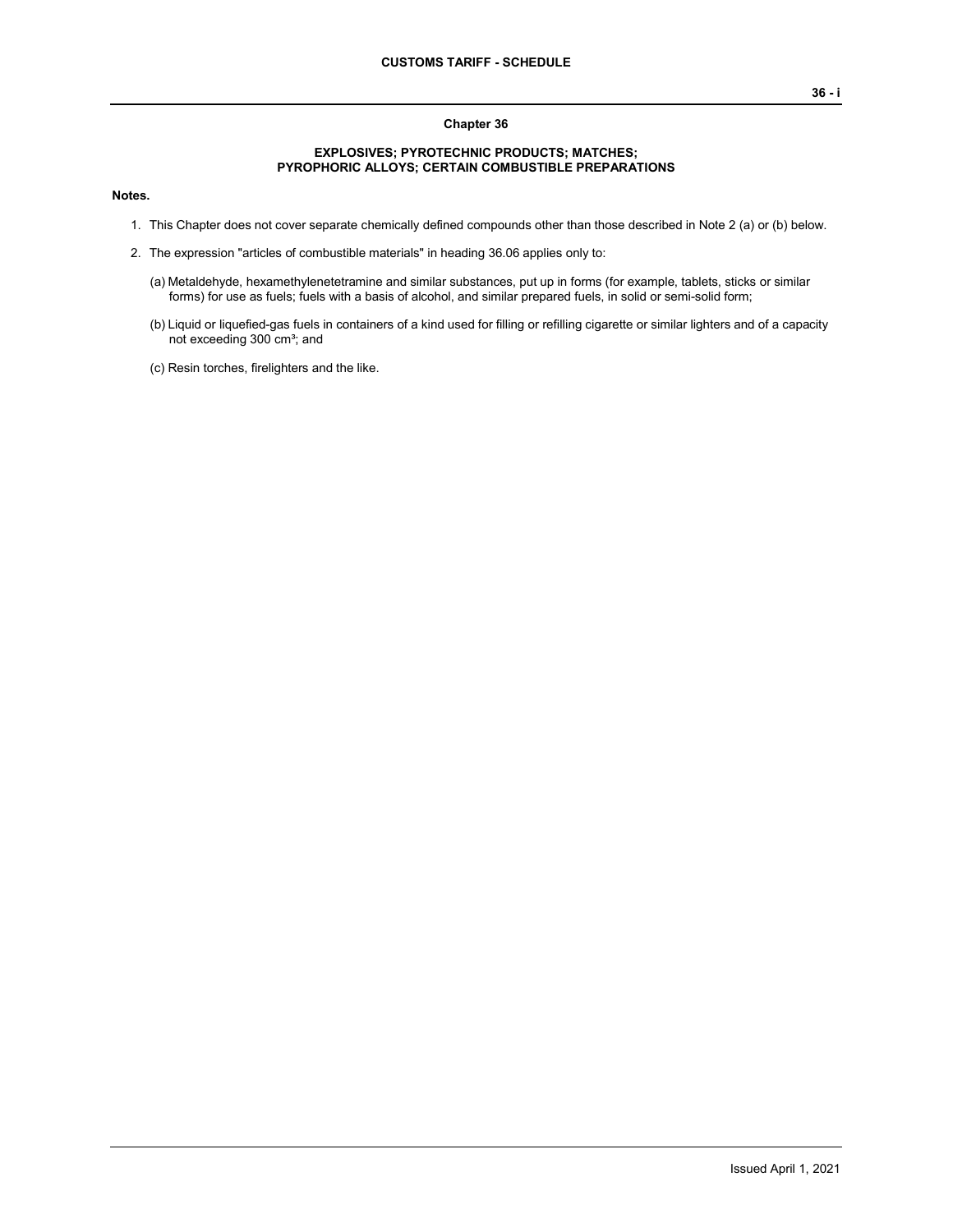## Chapter 36

### EXPLOSIVES; PYROTECHNIC PRODUCTS; MATCHES; PYROPHORIC ALLOYS; CERTAIN COMBUSTIBLE PREPARATIONS

**Notes.**

1. This Chapter does not cover separate chemically defined compounds other than those described in Note 2 (a) or (b) below.

2. The expression "articles of combustible materials" in heading 36.06 applies only to:

   (a) Metaldehyde, hexamethylenetetramine and similar substances, put up in forms (for example, tablets, sticks or similar forms) for use as fuels; fuels with a basis of alcohol, and similar prepared fuels, in solid or semi-solid form;

   (b) Liquid or liquefied-gas fuels in containers of a kind used for filling or refilling cigarette or similar lighters and of a capacity not exceeding 300 $cm^3$; and

   (c) Resin torches, firelighters and the like.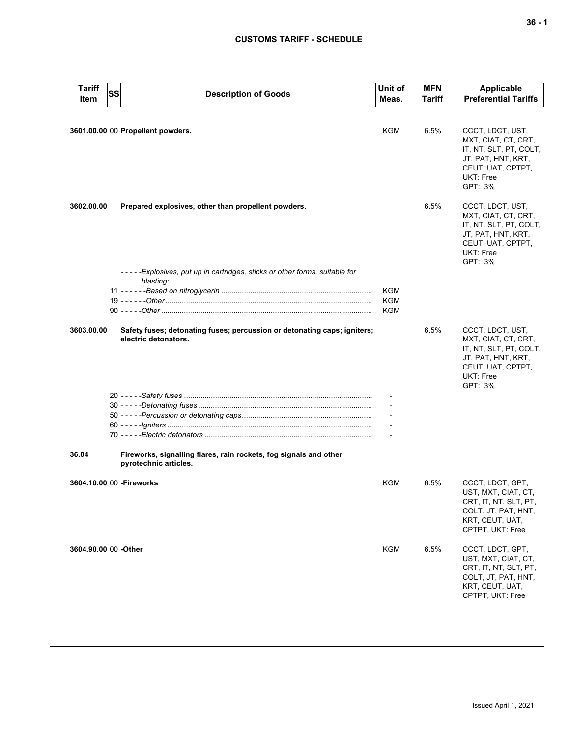## CUSTOMS TARIFF - SCHEDULE

| Tariff Item | SS | Description of Goods | Unit of Meas. | MFN Tariff | Applicable Preferential Tariffs |
|---|---|---|---|---|---|
| 3601.00.00 | 00 | **Propellent powders.** | KGM | 6.5% | CCCT, LDCT, UST, MXT, CIAT, CT, CRT, IT, NT, SLT, PT, COLT, JT, PAT, HNT, KRT, CEUT, UAT, CPTPT, UKT: Free<br>GPT: 3% |
| 3602.00.00 | | **Prepared explosives, other than propellent powders.** | | 6.5% | CCCT, LDCT, UST, MXT, CIAT, CT, CRT, IT, NT, SLT, PT, COLT, JT, PAT, HNT, KRT, CEUT, UAT, CPTPT, UKT: Free<br>GPT: 3% |
| | | - - - - -*Explosives, put up in cartridges, sticks or other forms, suitable for blasting:* | | | |
| | 11 | - - - - - -*Based on nitroglycerin* | KGM | | |
| | 19 | - - - - - -*Other* | KGM | | |
| | 90 | - - - - -*Other* | KGM | | |
| 3603.00.00 | | **Safety fuses; detonating fuses; percussion or detonating caps; igniters; electric detonators.** | | 6.5% | CCCT, LDCT, UST, MXT, CIAT, CT, CRT, IT, NT, SLT, PT, COLT, JT, PAT, HNT, KRT, CEUT, UAT, CPTPT, UKT: Free<br>GPT: 3% |
| | 20 | - - - - -*Safety fuses* | - | | |
| | 30 | - - - - -*Detonating fuses* | - | | |
| | 50 | - - - - -*Percussion or detonating caps* | - | | |
| | 60 | - - - - -*Igniters* | - | | |
| | 70 | - - - - -*Electric detonators* | - | | |
| 36.04 | | **Fireworks, signalling flares, rain rockets, fog signals and other pyrotechnic articles.** | | | |
| 3604.10.00 | 00 | **-Fireworks** | KGM | 6.5% | CCCT, LDCT, GPT, UST, MXT, CIAT, CT, CRT, IT, NT, SLT, PT, COLT, JT, PAT, HNT, KRT, CEUT, UAT, CPTPT, UKT: Free |
| 3604.90.00 | 00 | **-Other** | KGM | 6.5% | CCCT, LDCT, GPT, UST, MXT, CIAT, CT, CRT, IT, NT, SLT, PT, COLT, JT, PAT, HNT, KRT, CEUT, UAT, CPTPT, UKT: Free |

Issued April 1, 2021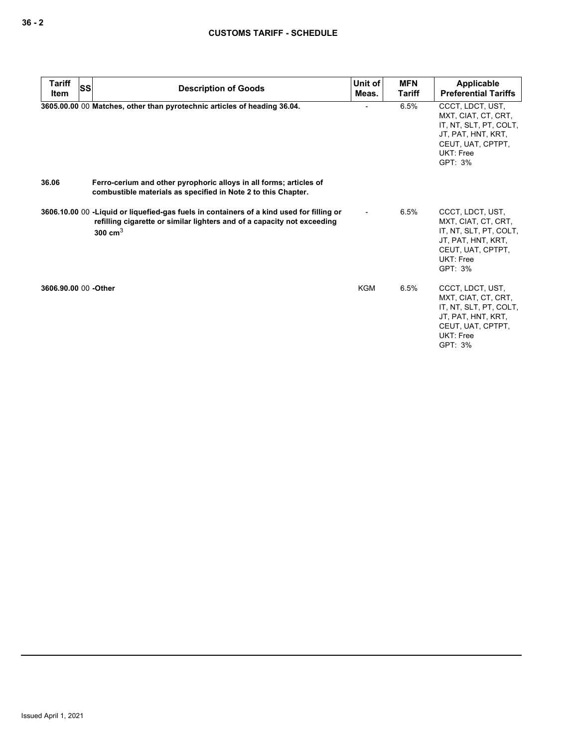| Tariff Item | SS | Description of Goods | Unit of Meas. | MFN Tariff | Applicable Preferential Tariffs |
|---|---|---|---|---|---|
| 3605.00.00 | 00 | **Matches, other than pyrotechnic articles of heading 36.04.** | - | 6.5% | CCCT, LDCT, UST, MXT, CIAT, CT, CRT, IT, NT, SLT, PT, COLT, JT, PAT, HNT, KRT, CEUT, UAT, CPTPT, UKT: Free<br>GPT: 3% |
| 36.06 | | **Ferro-cerium and other pyrophoric alloys in all forms; articles of combustible materials as specified in Note 2 to this Chapter.** | | | |
| 3606.10.00 | 00 | **-Liquid or liquefied-gas fuels in containers of a kind used for filling or refilling cigarette or similar lighters and of a capacity not exceeding 300 cm$^3$** | - | 6.5% | CCCT, LDCT, UST, MXT, CIAT, CT, CRT, IT, NT, SLT, PT, COLT, JT, PAT, HNT, KRT, CEUT, UAT, CPTPT, UKT: Free<br>GPT: 3% |
| 3606.90.00 | 00 | **-Other** | KGM | 6.5% | CCCT, LDCT, UST, MXT, CIAT, CT, CRT, IT, NT, SLT, PT, COLT, JT, PAT, HNT, KRT, CEUT, UAT, CPTPT, UKT: Free<br>GPT: 3% |